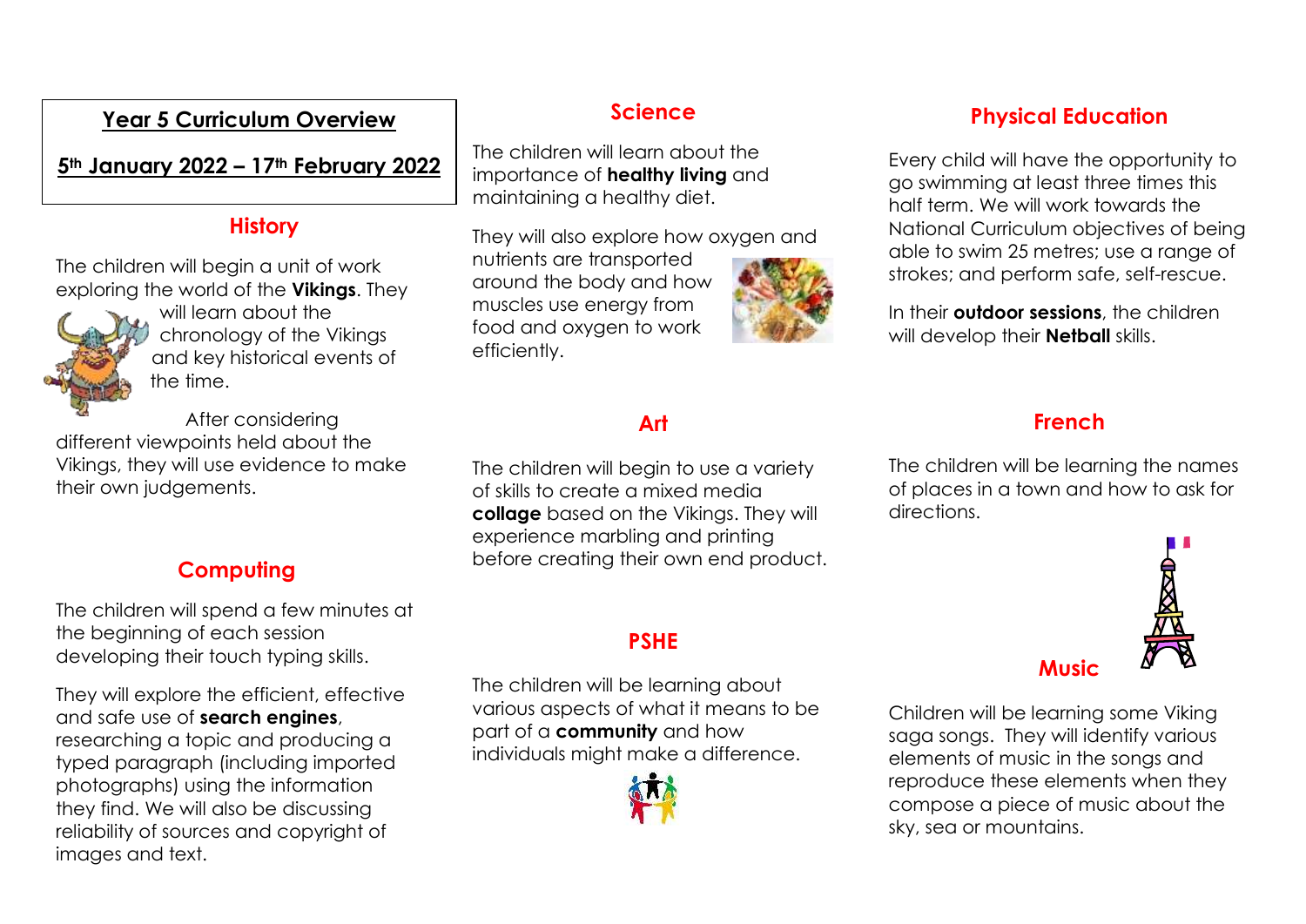# Year 5 Curriculum Overview

**5th January 2022 – 17th February 2022**

## History

The children will begin a unit of work exploring the world of the **Vikings**. They will learn about the chronology of the Vikings and key historical events of the time.

After considering different viewpoints held about the Vikings, they will use evidence to make their own judgements.

## Computing

The children will spend a few minutes at the beginning of each session developing their touch typing skills.

They will explore the efficient, effective and safe use of **search engines**, researching a topic and producing a typed paragraph (including imported photographs) using the information they find. We will also be discussing reliability of sources and copyright of images and text.

## Science

The children will learn about the importance of **healthy living** and maintaining a healthy diet.

They will also explore how oxygen and nutrients are transported around the body and how muscles use energy from food and oxygen to work efficiently.

## Art

The children will begin to use a variety of skills to create a mixed media **collage** based on the Vikings. They will experience marbling and printing before creating their own end product.

## PSHE

The children will be learning about various aspects of what it means to be part of a **community** and how individuals might make a difference.

## Physical Education

Every child will have the opportunity to go swimming at least three times this half term. We will work towards the National Curriculum objectives of being able to swim 25 metres; use a range of strokes; and perform safe, self-rescue.

In their **outdoor sessions**, the children will develop their **Netball** skills.

## French

The children will be learning the names of places in a town and how to ask for directions.

## Music

Children will be learning some Viking saga songs. They will identify various elements of music in the songs and reproduce these elements when they compose a piece of music about the sky, sea or mountains.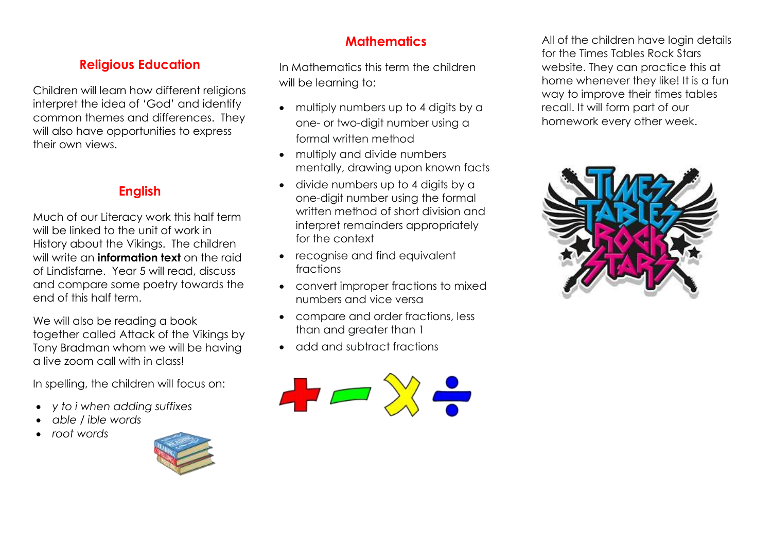## Religious Education

Children will learn how different religions interpret the idea of 'God' and identify common themes and differences. They will also have opportunities to express their own views.

## English

Much of our Literacy work this half term will be linked to the unit of work in History about the Vikings. The children will write an **information text** on the raid of Lindisfarne. Year 5 will read, discuss and compare some poetry towards the end of this half term.

We will also be reading a book together called Attack of the Vikings by Tony Bradman whom we will be having a live zoom call with in class!

In spelling, the children will focus on:

- *y to i when adding suffixes*
- *able / ible words*
- *root words*

## Mathematics

In Mathematics this term the children will be learning to:

- multiply numbers up to 4 digits by a one- or two-digit number using a formal written method
- multiply and divide numbers mentally, drawing upon known facts
- divide numbers up to 4 digits by a one-digit number using the formal written method of short division and interpret remainders appropriately for the context
- recognise and find equivalent fractions
- convert improper fractions to mixed numbers and vice versa
- compare and order fractions, less than and greater than 1
- add and subtract fractions

All of the children have login details for the Times Tables Rock Stars website. They can practice this at home whenever they like! It is a fun way to improve their times tables recall. It will form part of our homework every other week.